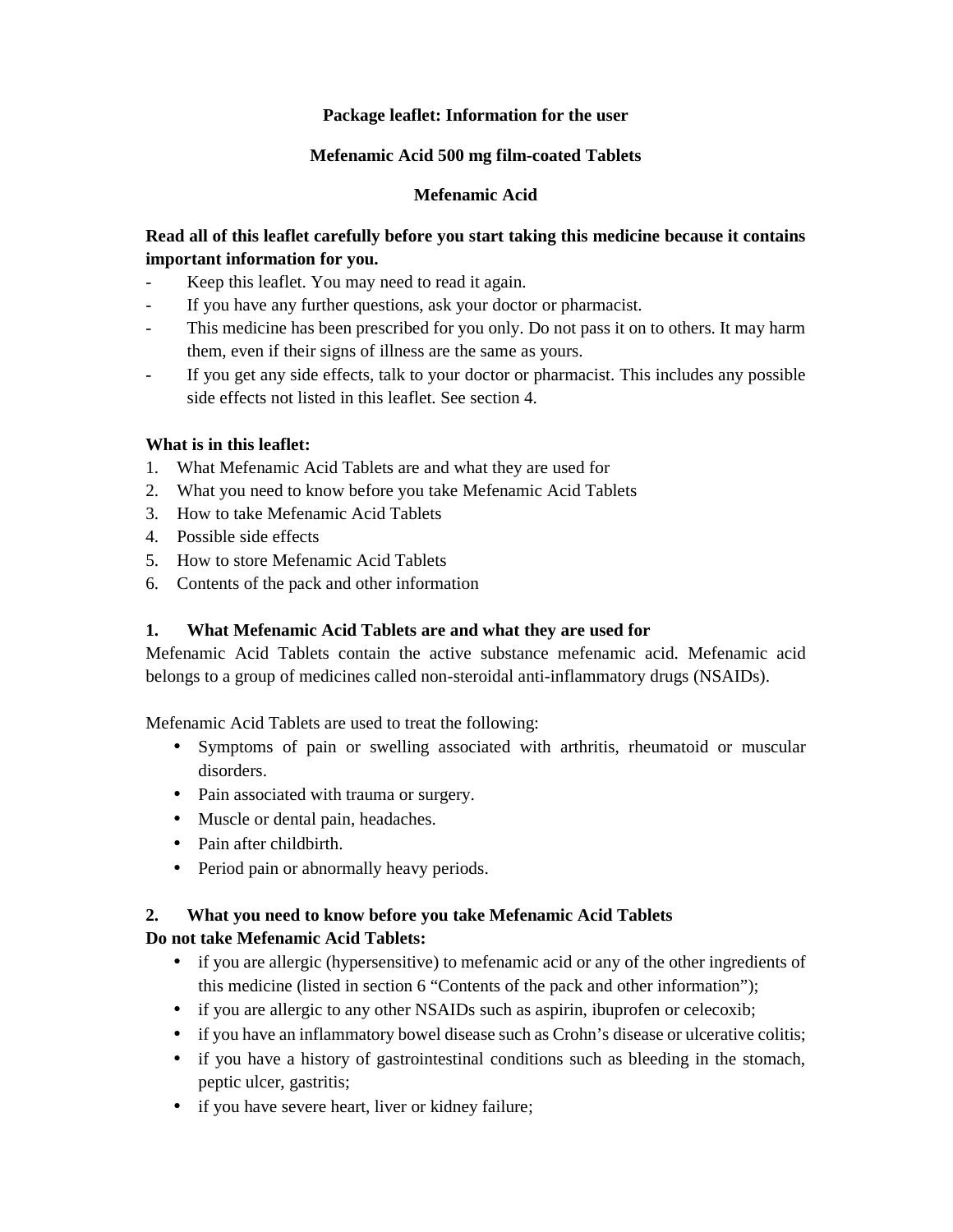**Package leaflet: Information for the user**

**Mefenamic Acid 500 mg film-coated Tablets**

**Mefenamic Acid**

**Read all of this leaflet carefully before you start taking this medicine because it contains important information for you.**

- Keep this leaflet. You may need to read it again.
- If you have any further questions, ask your doctor or pharmacist.
- This medicine has been prescribed for you only. Do not pass it on to others. It may harm them, even if their signs of illness are the same as yours.
- If you get any side effects, talk to your doctor or pharmacist. This includes any possible side effects not listed in this leaflet. See section 4.

**What is in this leaflet:**

1. What Mefenamic Acid Tablets are and what they are used for
2. What you need to know before you take Mefenamic Acid Tablets
3. How to take Mefenamic Acid Tablets
4. Possible side effects
5. How to store Mefenamic Acid Tablets
6. Contents of the pack and other information

## 1. What Mefenamic Acid Tablets are and what they are used for

Mefenamic Acid Tablets contain the active substance mefenamic acid. Mefenamic acid belongs to a group of medicines called non-steroidal anti-inflammatory drugs (NSAIDs).

Mefenamic Acid Tablets are used to treat the following:

- Symptoms of pain or swelling associated with arthritis, rheumatoid or muscular disorders.
- Pain associated with trauma or surgery.
- Muscle or dental pain, headaches.
- Pain after childbirth.
- Period pain or abnormally heavy periods.

## 2. What you need to know before you take Mefenamic Acid Tablets

**Do not take Mefenamic Acid Tablets:**

- if you are allergic (hypersensitive) to mefenamic acid or any of the other ingredients of this medicine (listed in section 6 "Contents of the pack and other information");
- if you are allergic to any other NSAIDs such as aspirin, ibuprofen or celecoxib;
- if you have an inflammatory bowel disease such as Crohn's disease or ulcerative colitis;
- if you have a history of gastrointestinal conditions such as bleeding in the stomach, peptic ulcer, gastritis;
- if you have severe heart, liver or kidney failure;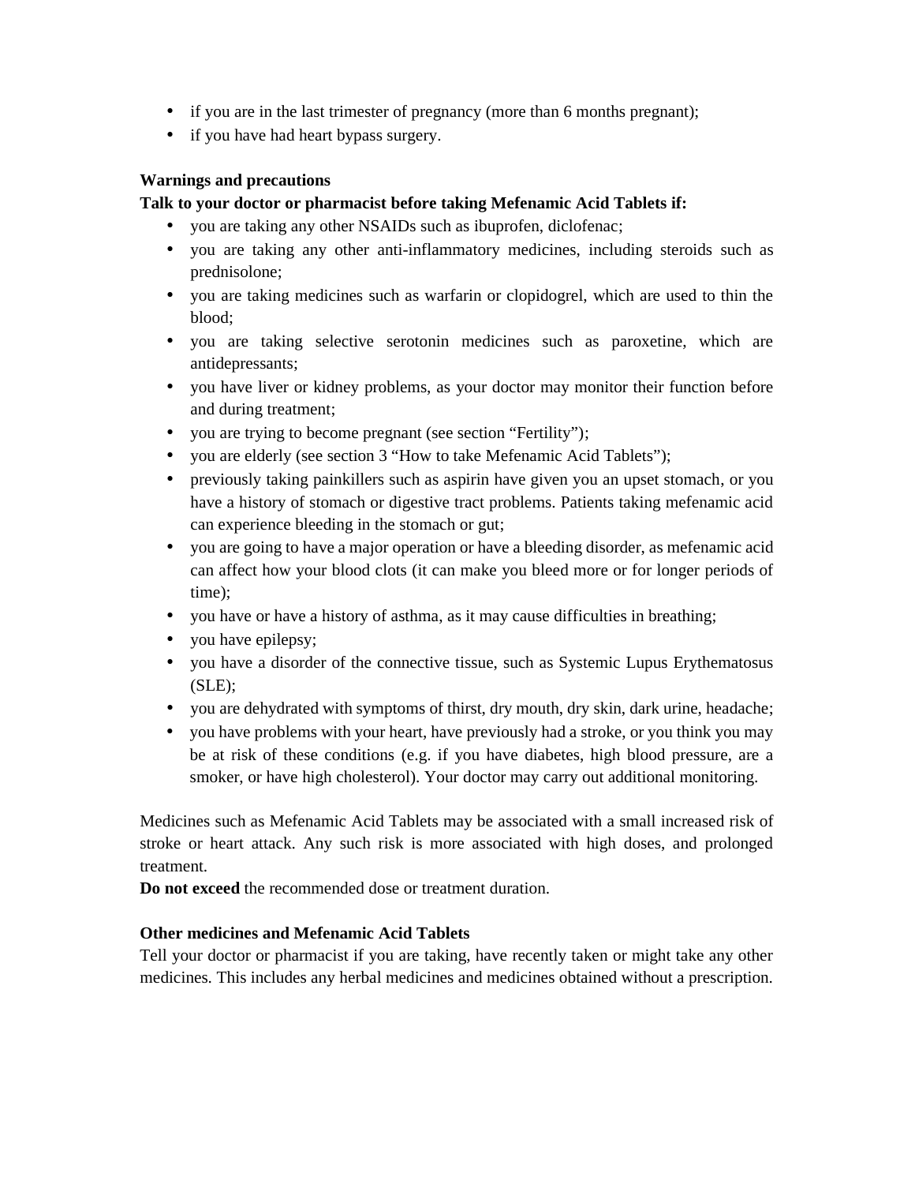- if you are in the last trimester of pregnancy (more than 6 months pregnant);
- if you have had heart bypass surgery.

**Warnings and precautions**

**Talk to your doctor or pharmacist before taking Mefenamic Acid Tablets if:**

- you are taking any other NSAIDs such as ibuprofen, diclofenac;
- you are taking any other anti-inflammatory medicines, including steroids such as prednisolone;
- you are taking medicines such as warfarin or clopidogrel, which are used to thin the blood;
- you are taking selective serotonin medicines such as paroxetine, which are antidepressants;
- you have liver or kidney problems, as your doctor may monitor their function before and during treatment;
- you are trying to become pregnant (see section "Fertility");
- you are elderly (see section 3 "How to take Mefenamic Acid Tablets");
- previously taking painkillers such as aspirin have given you an upset stomach, or you have a history of stomach or digestive tract problems. Patients taking mefenamic acid can experience bleeding in the stomach or gut;
- you are going to have a major operation or have a bleeding disorder, as mefenamic acid can affect how your blood clots (it can make you bleed more or for longer periods of time);
- you have or have a history of asthma, as it may cause difficulties in breathing;
- you have epilepsy;
- you have a disorder of the connective tissue, such as Systemic Lupus Erythematosus (SLE);
- you are dehydrated with symptoms of thirst, dry mouth, dry skin, dark urine, headache;
- you have problems with your heart, have previously had a stroke, or you think you may be at risk of these conditions (e.g. if you have diabetes, high blood pressure, are a smoker, or have high cholesterol). Your doctor may carry out additional monitoring.

Medicines such as Mefenamic Acid Tablets may be associated with a small increased risk of stroke or heart attack. Any such risk is more associated with high doses, and prolonged treatment.

**Do not exceed** the recommended dose or treatment duration.

**Other medicines and Mefenamic Acid Tablets**

Tell your doctor or pharmacist if you are taking, have recently taken or might take any other medicines. This includes any herbal medicines and medicines obtained without a prescription.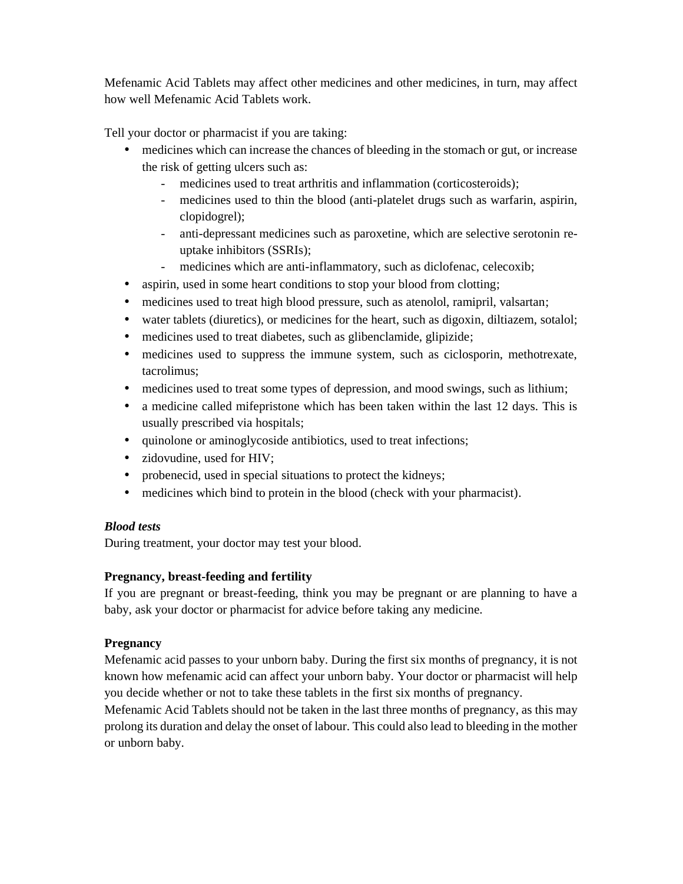Mefenamic Acid Tablets may affect other medicines and other medicines, in turn, may affect how well Mefenamic Acid Tablets work.

Tell your doctor or pharmacist if you are taking:

- medicines which can increase the chances of bleeding in the stomach or gut, or increase the risk of getting ulcers such as:
    - medicines used to treat arthritis and inflammation (corticosteroids);
    - medicines used to thin the blood (anti-platelet drugs such as warfarin, aspirin, clopidogrel);
    - anti-depressant medicines such as paroxetine, which are selective serotonin re-uptake inhibitors (SSRIs);
    - medicines which are anti-inflammatory, such as diclofenac, celecoxib;
- aspirin, used in some heart conditions to stop your blood from clotting;
- medicines used to treat high blood pressure, such as atenolol, ramipril, valsartan;
- water tablets (diuretics), or medicines for the heart, such as digoxin, diltiazem, sotalol;
- medicines used to treat diabetes, such as glibenclamide, glipizide;
- medicines used to suppress the immune system, such as ciclosporin, methotrexate, tacrolimus;
- medicines used to treat some types of depression, and mood swings, such as lithium;
- a medicine called mifepristone which has been taken within the last 12 days. This is usually prescribed via hospitals;
- quinolone or aminoglycoside antibiotics, used to treat infections;
- zidovudine, used for HIV;
- probenecid, used in special situations to protect the kidneys;
- medicines which bind to protein in the blood (check with your pharmacist).

***Blood tests***

During treatment, your doctor may test your blood.

**Pregnancy, breast-feeding and fertility**

If you are pregnant or breast-feeding, think you may be pregnant or are planning to have a baby, ask your doctor or pharmacist for advice before taking any medicine.

**Pregnancy**

Mefenamic acid passes to your unborn baby. During the first six months of pregnancy, it is not known how mefenamic acid can affect your unborn baby. Your doctor or pharmacist will help you decide whether or not to take these tablets in the first six months of pregnancy.
Mefenamic Acid Tablets should not be taken in the last three months of pregnancy, as this may prolong its duration and delay the onset of labour. This could also lead to bleeding in the mother or unborn baby.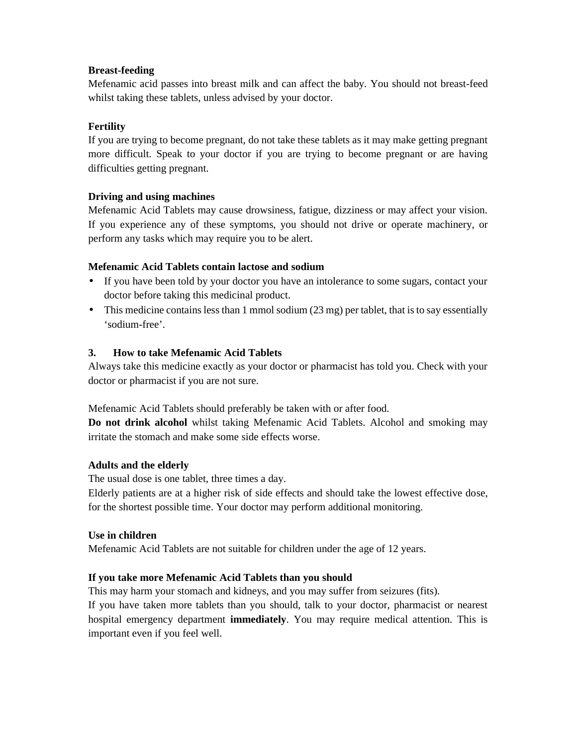**Breast-feeding**
Mefenamic acid passes into breast milk and can affect the baby. You should not breast-feed whilst taking these tablets, unless advised by your doctor.

**Fertility**
If you are trying to become pregnant, do not take these tablets as it may make getting pregnant more difficult. Speak to your doctor if you are trying to become pregnant or are having difficulties getting pregnant.

**Driving and using machines**
Mefenamic Acid Tablets may cause drowsiness, fatigue, dizziness or may affect your vision. If you experience any of these symptoms, you should not drive or operate machinery, or perform any tasks which may require you to be alert.

**Mefenamic Acid Tablets contain lactose and sodium**

- If you have been told by your doctor you have an intolerance to some sugars, contact your doctor before taking this medicinal product.
- This medicine contains less than 1 mmol sodium (23 mg) per tablet, that is to say essentially 'sodium-free'.

## 3. How to take Mefenamic Acid Tablets

Always take this medicine exactly as your doctor or pharmacist has told you. Check with your doctor or pharmacist if you are not sure.

Mefenamic Acid Tablets should preferably be taken with or after food.
**Do not drink alcohol** whilst taking Mefenamic Acid Tablets. Alcohol and smoking may irritate the stomach and make some side effects worse.

**Adults and the elderly**
The usual dose is one tablet, three times a day.
Elderly patients are at a higher risk of side effects and should take the lowest effective dose, for the shortest possible time. Your doctor may perform additional monitoring.

**Use in children**
Mefenamic Acid Tablets are not suitable for children under the age of 12 years.

**If you take more Mefenamic Acid Tablets than you should**
This may harm your stomach and kidneys, and you may suffer from seizures (fits).
If you have taken more tablets than you should, talk to your doctor, pharmacist or nearest hospital emergency department **immediately**. You may require medical attention. This is important even if you feel well.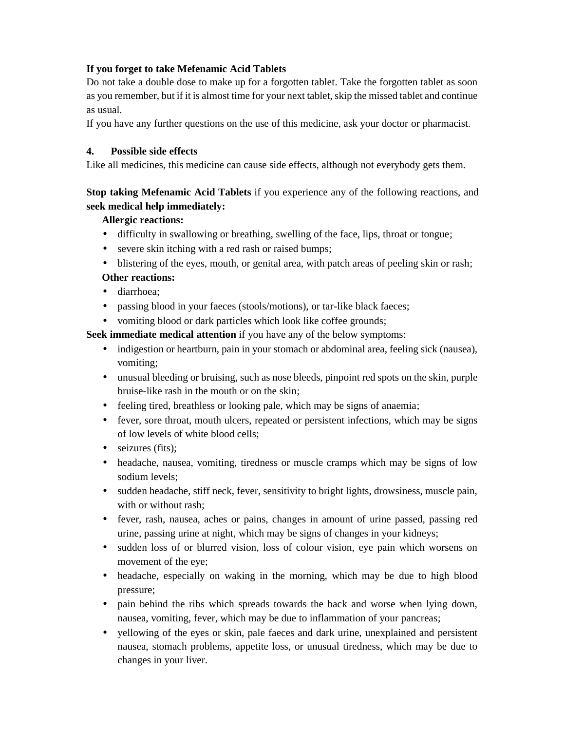**If you forget to take Mefenamic Acid Tablets**

Do not take a double dose to make up for a forgotten tablet. Take the forgotten tablet as soon as you remember, but if it is almost time for your next tablet, skip the missed tablet and continue as usual.

If you have any further questions on the use of this medicine, ask your doctor or pharmacist.

## 4. Possible side effects

Like all medicines, this medicine can cause side effects, although not everybody gets them.

**Stop taking Mefenamic Acid Tablets** if you experience any of the following reactions, and **seek medical help immediately:**

**Allergic reactions:**

- difficulty in swallowing or breathing, swelling of the face, lips, throat or tongue;
- severe skin itching with a red rash or raised bumps;
- blistering of the eyes, mouth, or genital area, with patch areas of peeling skin or rash;

**Other reactions:**

- diarrhoea;
- passing blood in your faeces (stools/motions), or tar-like black faeces;
- vomiting blood or dark particles which look like coffee grounds;

**Seek immediate medical attention** if you have any of the below symptoms:

- indigestion or heartburn, pain in your stomach or abdominal area, feeling sick (nausea), vomiting;
- unusual bleeding or bruising, such as nose bleeds, pinpoint red spots on the skin, purple bruise-like rash in the mouth or on the skin;
- feeling tired, breathless or looking pale, which may be signs of anaemia;
- fever, sore throat, mouth ulcers, repeated or persistent infections, which may be signs of low levels of white blood cells;
- seizures (fits);
- headache, nausea, vomiting, tiredness or muscle cramps which may be signs of low sodium levels;
- sudden headache, stiff neck, fever, sensitivity to bright lights, drowsiness, muscle pain, with or without rash;
- fever, rash, nausea, aches or pains, changes in amount of urine passed, passing red urine, passing urine at night, which may be signs of changes in your kidneys;
- sudden loss of or blurred vision, loss of colour vision, eye pain which worsens on movement of the eye;
- headache, especially on waking in the morning, which may be due to high blood pressure;
- pain behind the ribs which spreads towards the back and worse when lying down, nausea, vomiting, fever, which may be due to inflammation of your pancreas;
- yellowing of the eyes or skin, pale faeces and dark urine, unexplained and persistent nausea, stomach problems, appetite loss, or unusual tiredness, which may be due to changes in your liver.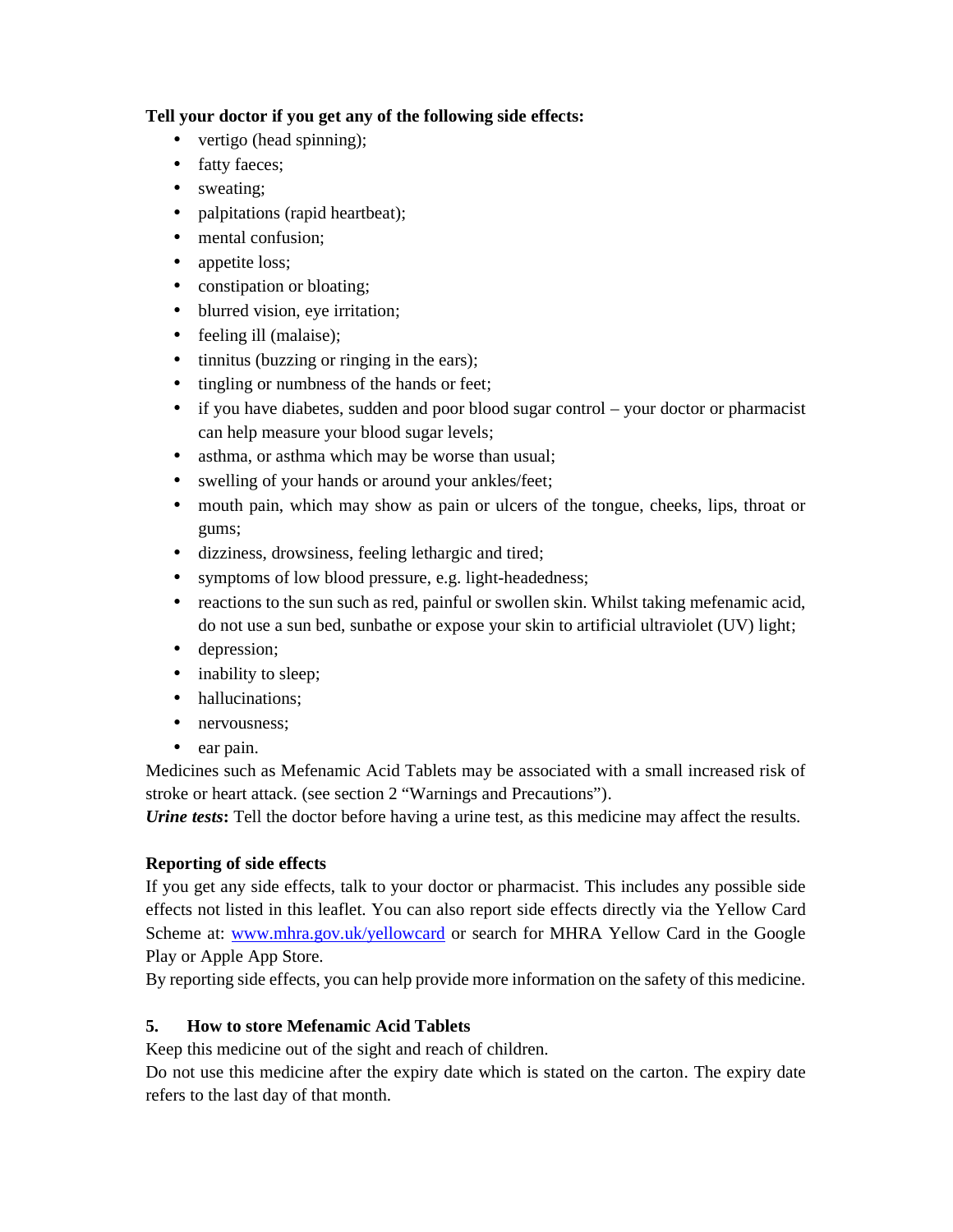**Tell your doctor if you get any of the following side effects:**

- vertigo (head spinning);
- fatty faeces;
- sweating;
- palpitations (rapid heartbeat);
- mental confusion;
- appetite loss;
- constipation or bloating;
- blurred vision, eye irritation;
- feeling ill (malaise);
- tinnitus (buzzing or ringing in the ears);
- tingling or numbness of the hands or feet;
- if you have diabetes, sudden and poor blood sugar control – your doctor or pharmacist can help measure your blood sugar levels;
- asthma, or asthma which may be worse than usual;
- swelling of your hands or around your ankles/feet;
- mouth pain, which may show as pain or ulcers of the tongue, cheeks, lips, throat or gums;
- dizziness, drowsiness, feeling lethargic and tired;
- symptoms of low blood pressure, e.g. light-headedness;
- reactions to the sun such as red, painful or swollen skin. Whilst taking mefenamic acid, do not use a sun bed, sunbathe or expose your skin to artificial ultraviolet (UV) light;
- depression;
- inability to sleep;
- hallucinations;
- nervousness;
- ear pain.

Medicines such as Mefenamic Acid Tablets may be associated with a small increased risk of stroke or heart attack. (see section 2 "Warnings and Precautions").

***Urine tests*****:** Tell the doctor before having a urine test, as this medicine may affect the results.

**Reporting of side effects**

If you get any side effects, talk to your doctor or pharmacist. This includes any possible side effects not listed in this leaflet. You can also report side effects directly via the Yellow Card Scheme at: www.mhra.gov.uk/yellowcard or search for MHRA Yellow Card in the Google Play or Apple App Store.

By reporting side effects, you can help provide more information on the safety of this medicine.

## 5. How to store Mefenamic Acid Tablets

Keep this medicine out of the sight and reach of children.

Do not use this medicine after the expiry date which is stated on the carton. The expiry date refers to the last day of that month.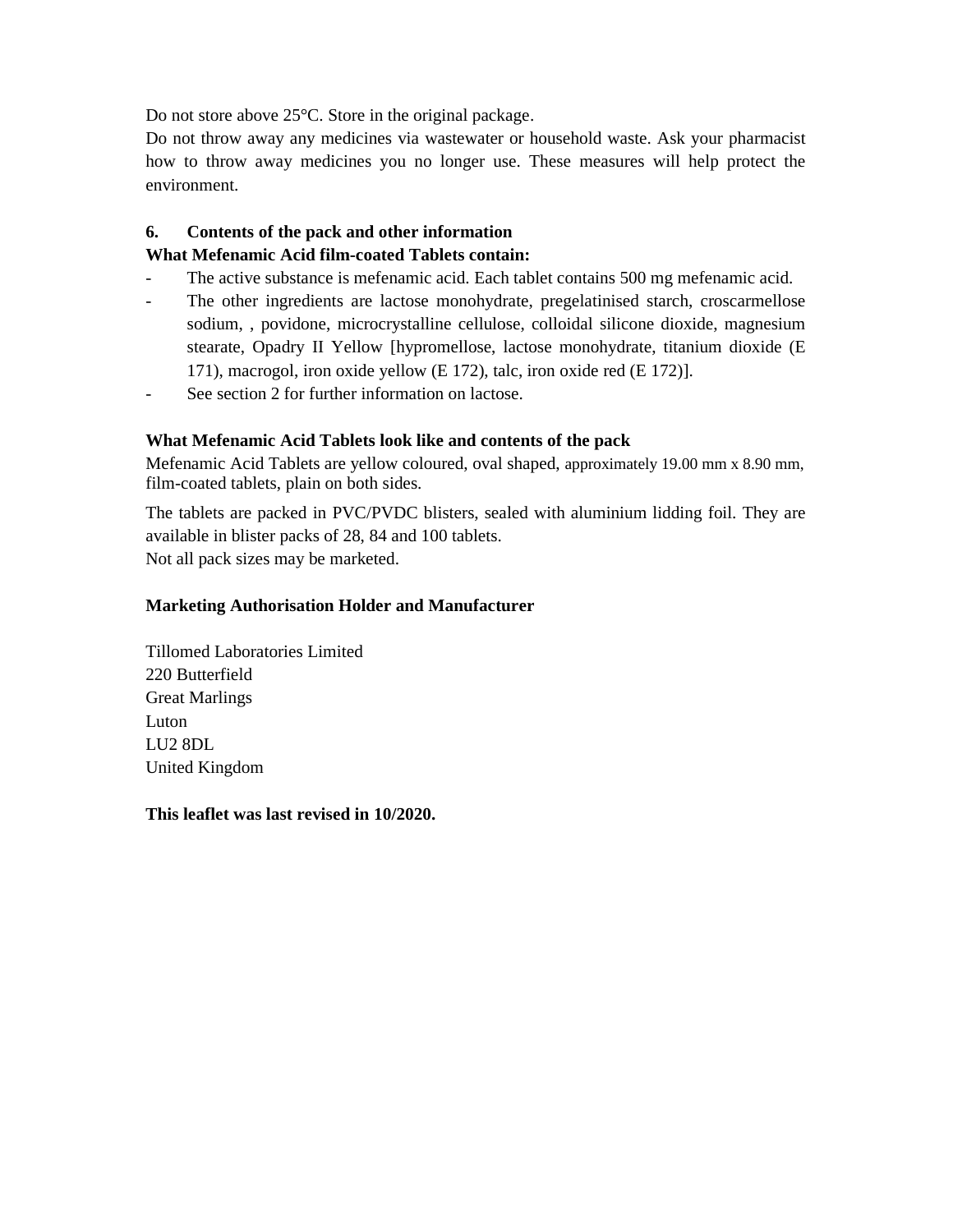Do not store above 25°C. Store in the original package.

Do not throw away any medicines via wastewater or household waste. Ask your pharmacist how to throw away medicines you no longer use. These measures will help protect the environment.

## 6. Contents of the pack and other information

**What Mefenamic Acid film-coated Tablets contain:**

- The active substance is mefenamic acid. Each tablet contains 500 mg mefenamic acid.
- The other ingredients are lactose monohydrate, pregelatinised starch, croscarmellose sodium, , povidone, microcrystalline cellulose, colloidal silicone dioxide, magnesium stearate, Opadry II Yellow [hypromellose, lactose monohydrate, titanium dioxide (E 171), macrogol, iron oxide yellow (E 172), talc, iron oxide red (E 172)].
- See section 2 for further information on lactose.

**What Mefenamic Acid Tablets look like and contents of the pack**

Mefenamic Acid Tablets are yellow coloured, oval shaped, approximately 19.00 mm x 8.90 mm, film-coated tablets, plain on both sides.

The tablets are packed in PVC/PVDC blisters, sealed with aluminium lidding foil. They are available in blister packs of 28, 84 and 100 tablets.

Not all pack sizes may be marketed.

**Marketing Authorisation Holder and Manufacturer**

Tillomed Laboratories Limited
220 Butterfield
Great Marlings
Luton
LU2 8DL
United Kingdom

**This leaflet was last revised in 10/2020.**